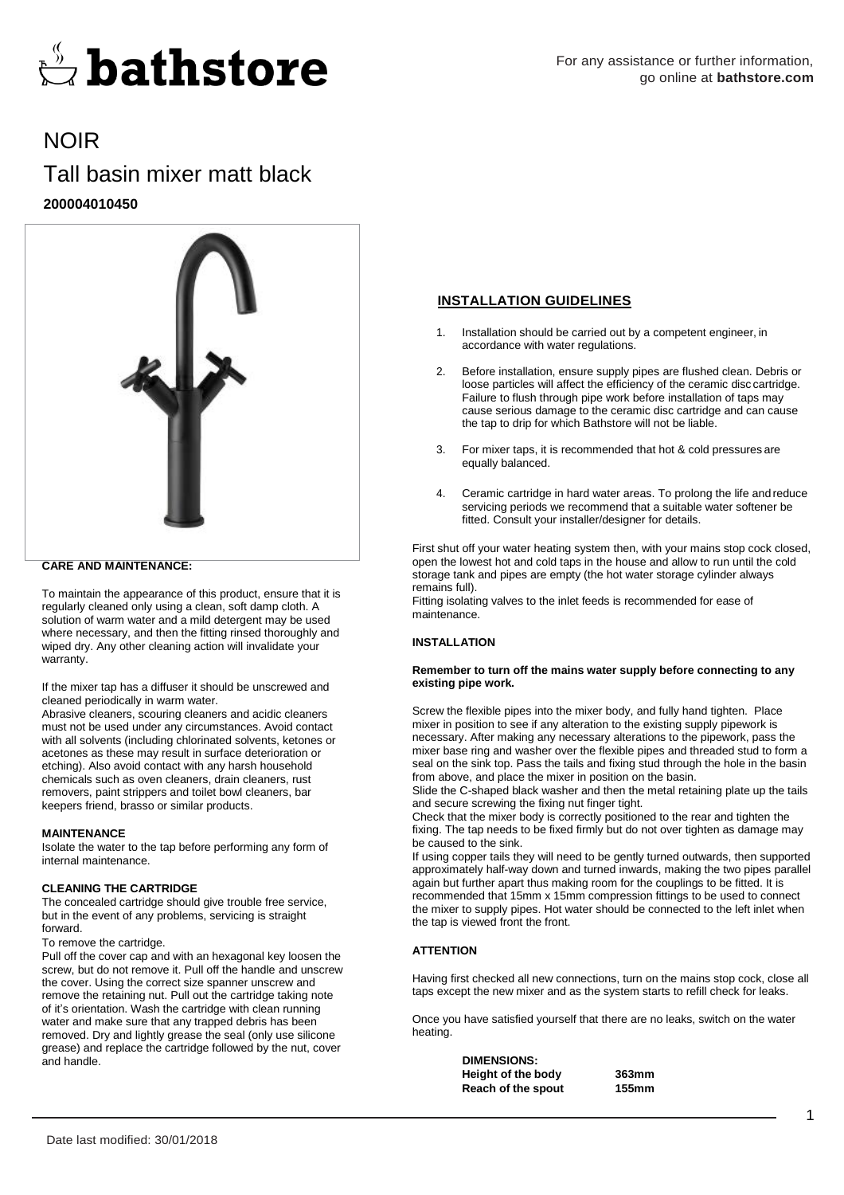bathstore

For any assistance or further information, go online at **bathstore.com**

# NOIR

## Tall basin mixer matt black

**200004010450**

**CARE AND MAINTENANCE:**

To maintain the appearance of this product, ensure that it is regularly cleaned only using a clean, soft damp cloth. A solution of warm water and a mild detergent may be used where necessary, and then the fitting rinsed thoroughly and wiped dry. Any other cleaning action will invalidate your warranty.

If the mixer tap has a diffuser it should be unscrewed and cleaned periodically in warm water.

Abrasive cleaners, scouring cleaners and acidic cleaners must not be used under any circumstances. Avoid contact with all solvents (including chlorinated solvents, ketones or acetones as these may result in surface deterioration or etching). Also avoid contact with any harsh household chemicals such as oven cleaners, drain cleaners, rust removers, paint strippers and toilet bowl cleaners, bar keepers friend, brasso or similar products.

**MAINTENANCE**

Isolate the water to the tap before performing any form of internal maintenance.

**CLEANING THE CARTRIDGE**

The concealed cartridge should give trouble free service, but in the event of any problems, servicing is straight forward.

To remove the cartridge.

Pull off the cover cap and with an hexagonal key loosen the screw, but do not remove it. Pull off the handle and unscrew the cover. Using the correct size spanner unscrew and remove the retaining nut. Pull out the cartridge taking note of it's orientation. Wash the cartridge with clean running water and make sure that any trapped debris has been removed. Dry and lightly grease the seal (only use silicone grease) and replace the cartridge followed by the nut, cover and handle.

**INSTALLATION GUIDELINES**

1. Installation should be carried out by a competent engineer, in accordance with water regulations.
2. Before installation, ensure supply pipes are flushed clean. Debris or loose particles will affect the efficiency of the ceramic disc cartridge. Failure to flush through pipe work before installation of taps may cause serious damage to the ceramic disc cartridge and can cause the tap to drip for which Bathstore will not be liable.
3. For mixer taps, it is recommended that hot & cold pressures are equally balanced.
4. Ceramic cartridge in hard water areas. To prolong the life and reduce servicing periods we recommend that a suitable water softener be fitted. Consult your installer/designer for details.

First shut off your water heating system then, with your mains stop cock closed, open the lowest hot and cold taps in the house and allow to run until the cold storage tank and pipes are empty (the hot water storage cylinder always remains full).

Fitting isolating valves to the inlet feeds is recommended for ease of maintenance.

**INSTALLATION**

**Remember to turn off the mains water supply before connecting to any existing pipe work.**

Screw the flexible pipes into the mixer body, and fully hand tighten. Place mixer in position to see if any alteration to the existing supply pipework is necessary. After making any necessary alterations to the pipework, pass the mixer base ring and washer over the flexible pipes and threaded stud to form a seal on the sink top. Pass the tails and fixing stud through the hole in the basin from above, and place the mixer in position on the basin.

Slide the C-shaped black washer and then the metal retaining plate up the tails and secure screwing the fixing nut finger tight.

Check that the mixer body is correctly positioned to the rear and tighten the fixing. The tap needs to be fixed firmly but do not over tighten as damage may be caused to the sink.

If using copper tails they will need to be gently turned outwards, then supported approximately half-way down and turned inwards, making the two pipes parallel again but further apart thus making room for the couplings to be fitted. It is recommended that 15mm x 15mm compression fittings to be used to connect the mixer to supply pipes. Hot water should be connected to the left inlet when the tap is viewed front the front.

**ATTENTION**

Having first checked all new connections, turn on the mains stop cock, close all taps except the new mixer and as the system starts to refill check for leaks.

Once you have satisfied yourself that there are no leaks, switch on the water heating.

| **DIMENSIONS:** | |
|---|---|
| **Height of the body** | **363mm** |
| **Reach of the spout** | **155mm** |

Date last modified: 30/01/2018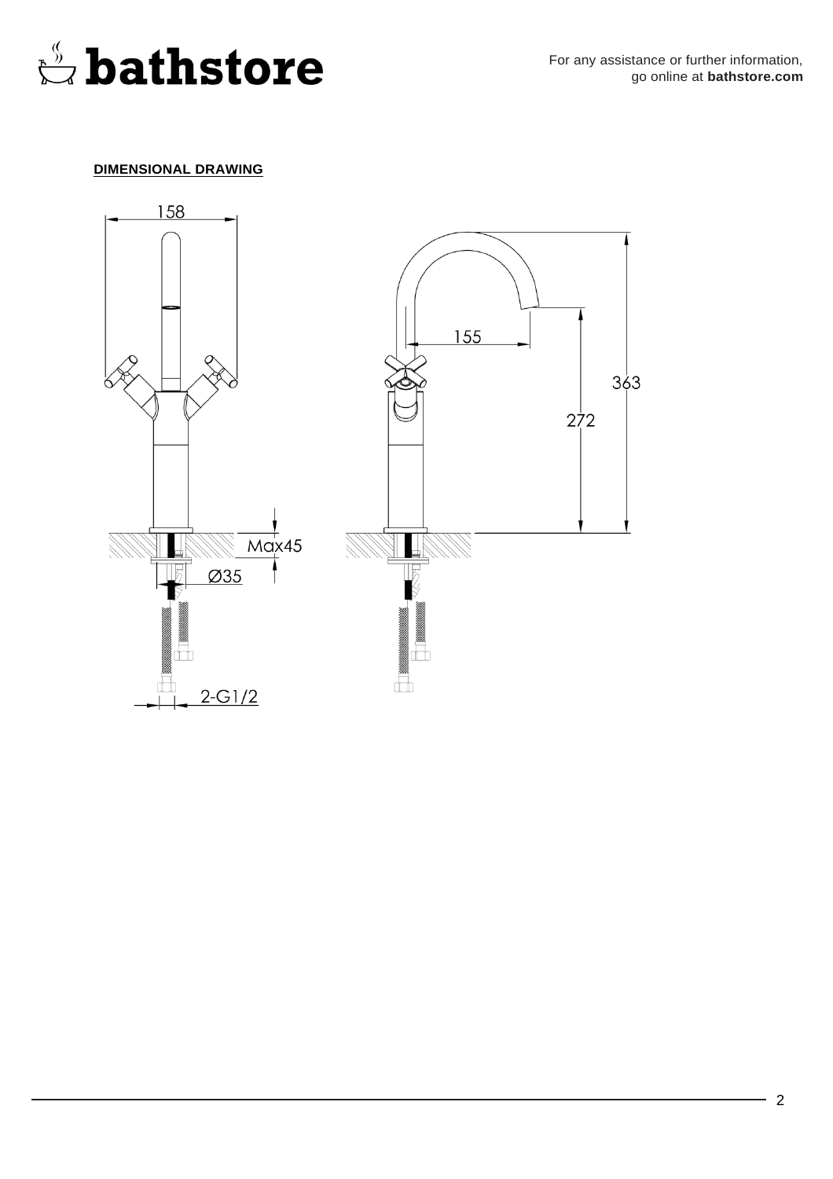**bathstore**

For any assistance or further information,
go online at **bathstore.com**

**DIMENSIONAL DRAWING**

158

155

363

272

Max45

Ø35

2-G1/2